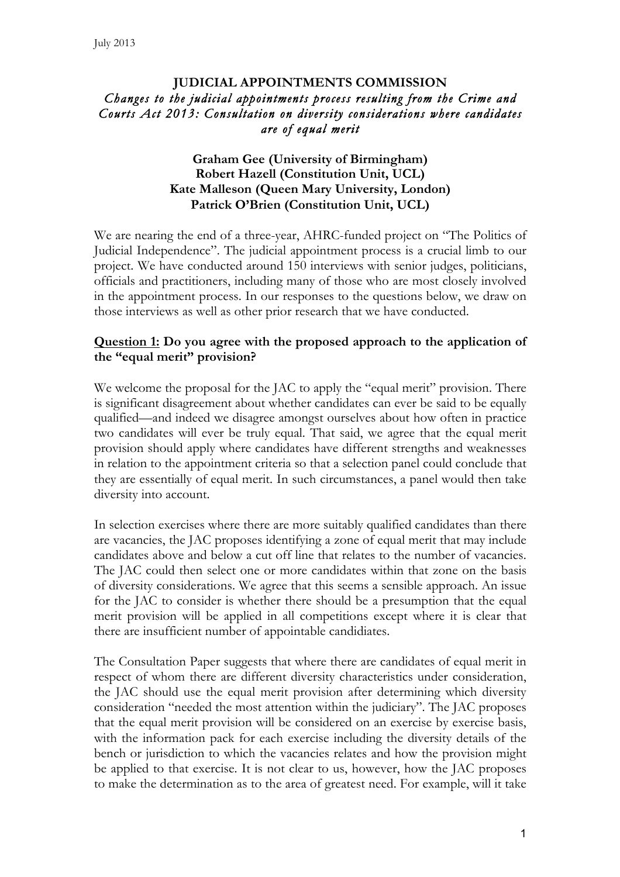July 2013

**JUDICIAL APPOINTMENTS COMMISSION**

*Changes to the judicial appointments process resulting from the Crime and Courts Act 2013: Consultation on diversity considerations where candidates are of equal merit*

**Graham Gee (University of Birmingham)**
**Robert Hazell (Constitution Unit, UCL)**
**Kate Malleson (Queen Mary University, London)**
**Patrick O'Brien (Constitution Unit, UCL)**

We are nearing the end of a three-year, AHRC-funded project on "The Politics of Judicial Independence". The judicial appointment process is a crucial limb to our project. We have conducted around 150 interviews with senior judges, politicians, officials and practitioners, including many of those who are most closely involved in the appointment process. In our responses to the questions below, we draw on those interviews as well as other prior research that we have conducted.

**<u>Question 1:</u> Do you agree with the proposed approach to the application of the "equal merit" provision?**

We welcome the proposal for the JAC to apply the "equal merit" provision. There is significant disagreement about whether candidates can ever be said to be equally qualified—and indeed we disagree amongst ourselves about how often in practice two candidates will ever be truly equal. That said, we agree that the equal merit provision should apply where candidates have different strengths and weaknesses in relation to the appointment criteria so that a selection panel could conclude that they are essentially of equal merit. In such circumstances, a panel would then take diversity into account.

In selection exercises where there are more suitably qualified candidates than there are vacancies, the JAC proposes identifying a zone of equal merit that may include candidates above and below a cut off line that relates to the number of vacancies. The JAC could then select one or more candidates within that zone on the basis of diversity considerations. We agree that this seems a sensible approach. An issue for the JAC to consider is whether there should be a presumption that the equal merit provision will be applied in all competitions except where it is clear that there are insufficient number of appointable candidiates.

The Consultation Paper suggests that where there are candidates of equal merit in respect of whom there are different diversity characteristics under consideration, the JAC should use the equal merit provision after determining which diversity consideration "needed the most attention within the judiciary". The JAC proposes that the equal merit provision will be considered on an exercise by exercise basis, with the information pack for each exercise including the diversity details of the bench or jurisdiction to which the vacancies relates and how the provision might be applied to that exercise. It is not clear to us, however, how the JAC proposes to make the determination as to the area of greatest need. For example, will it take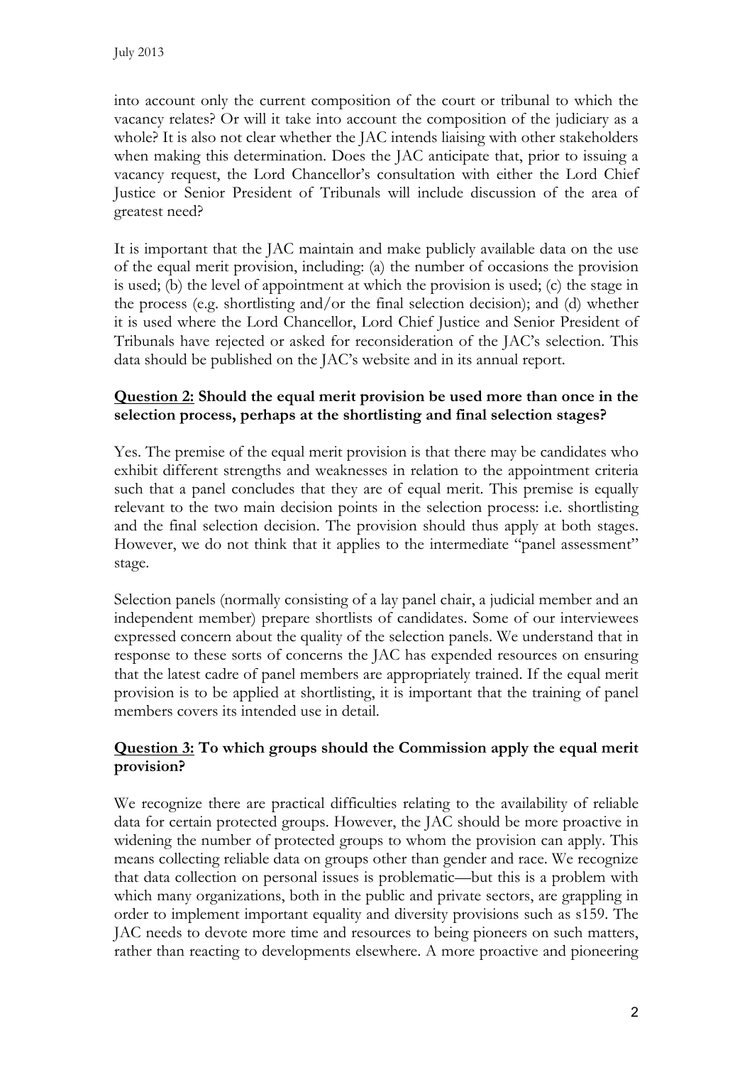into account only the current composition of the court or tribunal to which the vacancy relates? Or will it take into account the composition of the judiciary as a whole? It is also not clear whether the JAC intends liaising with other stakeholders when making this determination. Does the JAC anticipate that, prior to issuing a vacancy request, the Lord Chancellor's consultation with either the Lord Chief Justice or Senior President of Tribunals will include discussion of the area of greatest need?

It is important that the JAC maintain and make publicly available data on the use of the equal merit provision, including: (a) the number of occasions the provision is used; (b) the level of appointment at which the provision is used; (c) the stage in the process (e.g. shortlisting and/or the final selection decision); and (d) whether it is used where the Lord Chancellor, Lord Chief Justice and Senior President of Tribunals have rejected or asked for reconsideration of the JAC's selection. This data should be published on the JAC's website and in its annual report.

**Question 2: Should the equal merit provision be used more than once in the selection process, perhaps at the shortlisting and final selection stages?**

Yes. The premise of the equal merit provision is that there may be candidates who exhibit different strengths and weaknesses in relation to the appointment criteria such that a panel concludes that they are of equal merit. This premise is equally relevant to the two main decision points in the selection process: i.e. shortlisting and the final selection decision. The provision should thus apply at both stages. However, we do not think that it applies to the intermediate "panel assessment" stage.

Selection panels (normally consisting of a lay panel chair, a judicial member and an independent member) prepare shortlists of candidates. Some of our interviewees expressed concern about the quality of the selection panels. We understand that in response to these sorts of concerns the JAC has expended resources on ensuring that the latest cadre of panel members are appropriately trained. If the equal merit provision is to be applied at shortlisting, it is important that the training of panel members covers its intended use in detail.

**Question 3: To which groups should the Commission apply the equal merit provision?**

We recognize there are practical difficulties relating to the availability of reliable data for certain protected groups. However, the JAC should be more proactive in widening the number of protected groups to whom the provision can apply. This means collecting reliable data on groups other than gender and race. We recognize that data collection on personal issues is problematic—but this is a problem with which many organizations, both in the public and private sectors, are grappling in order to implement important equality and diversity provisions such as s159. The JAC needs to devote more time and resources to being pioneers on such matters, rather than reacting to developments elsewhere. A more proactive and pioneering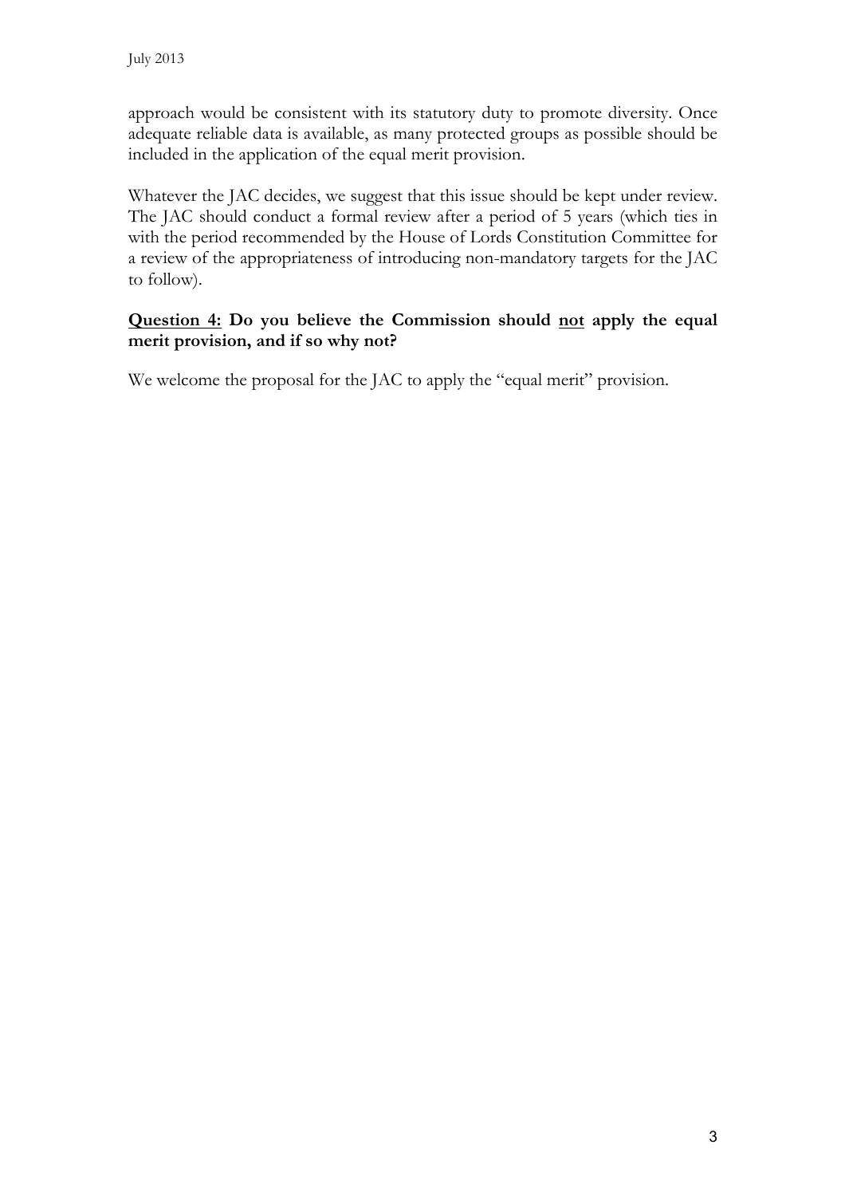approach would be consistent with its statutory duty to promote diversity. Once adequate reliable data is available, as many protected groups as possible should be included in the application of the equal merit provision.

Whatever the JAC decides, we suggest that this issue should be kept under review. The JAC should conduct a formal review after a period of 5 years (which ties in with the period recommended by the House of Lords Constitution Committee for a review of the appropriateness of introducing non-mandatory targets for the JAC to follow).

**Question 4: Do you believe the Commission should not apply the equal merit provision, and if so why not?**

We welcome the proposal for the JAC to apply the "equal merit" provision.